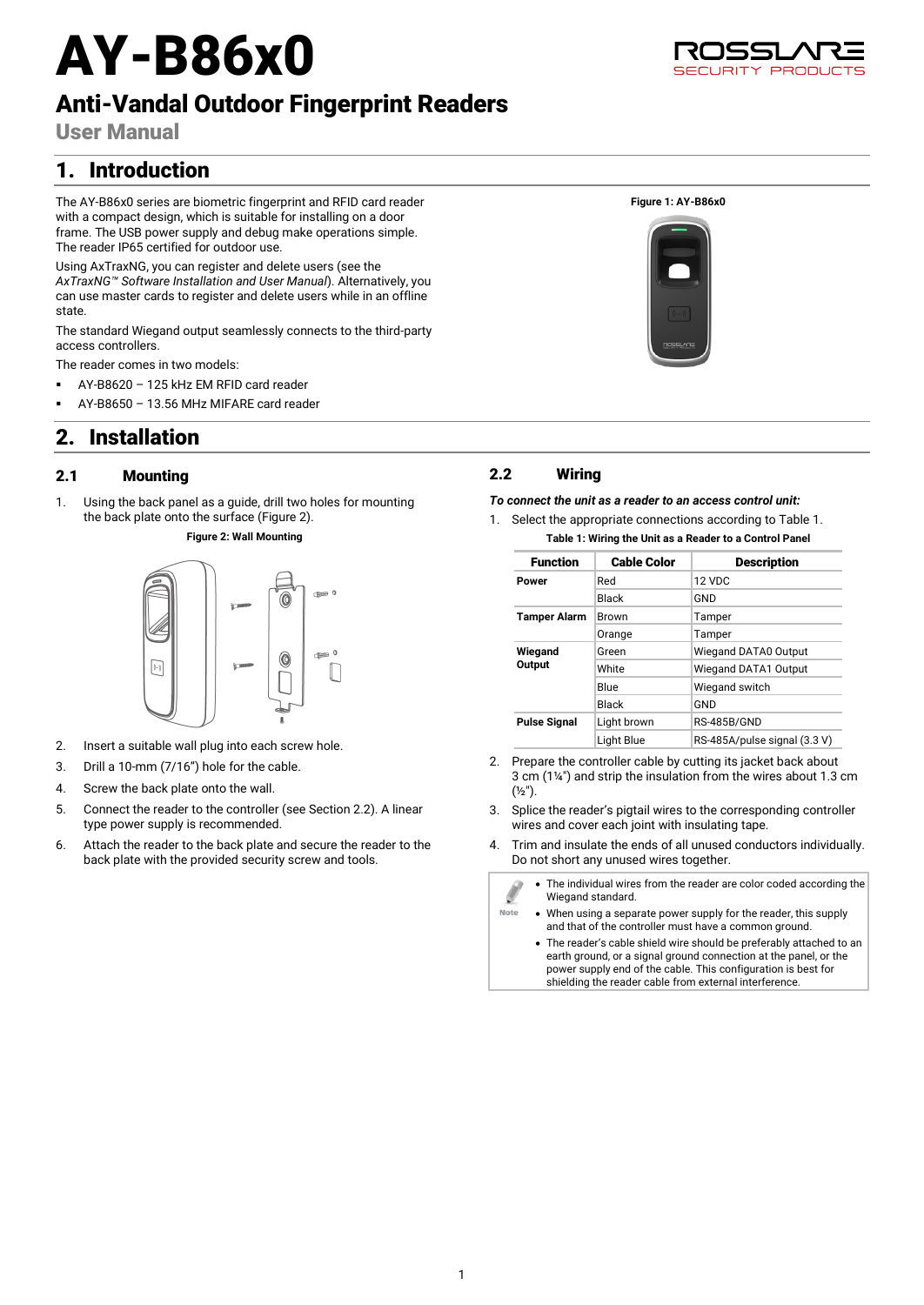# AY-B86x0

## Anti-Vandal Outdoor Fingerprint Readers

**User Manual**

## 1. Introduction

The AY-B86x0 series are biometric fingerprint and RFID card reader with a compact design, which is suitable for installing on a door frame. The USB power supply and debug make operations simple. The reader IP65 certified for outdoor use.

Using AxTraxNG, you can register and delete users (see the *AxTraxNG™ Software Installation and User Manual*). Alternatively, you can use master cards to register and delete users while in an offline state.

The standard Wiegand output seamlessly connects to the third-party access controllers.

The reader comes in two models:

- AY-B8620 – 125 kHz EM RFID card reader
- AY-B8650 – 13.56 MHz MIFARE card reader

**Figure 1: AY-B86x0**

## 2. Installation

### 2.1 Mounting

1. Using the back panel as a guide, drill two holes for mounting the back plate onto the surface (Figure 2).

**Figure 2: Wall Mounting**

2. Insert a suitable wall plug into each screw hole.
3. Drill a 10-mm (7/16") hole for the cable.
4. Screw the back plate onto the wall.
5. Connect the reader to the controller (see Section 2.2). A linear type power supply is recommended.
6. Attach the reader to the back plate and secure the reader to the back plate with the provided security screw and tools.

### 2.2 Wiring

***To connect the unit as a reader to an access control unit:***

1. Select the appropriate connections according to Table 1.

**Table 1: Wiring the Unit as a Reader to a Control Panel**

| Function | Cable Color | Description |
|---|---|---|
| **Power** | Red | 12 VDC |
| | Black | GND |
| **Tamper Alarm** | Brown | Tamper |
| | Orange | Tamper |
| **Wiegand Output** | Green | Wiegand DATA0 Output |
| | White | Wiegand DATA1 Output |
| | Blue | Wiegand switch |
| | Black | GND |
| **Pulse Signal** | Light brown | RS-485B/GND |
| | Light Blue | RS-485A/pulse signal (3.3 V) |

2. Prepare the controller cable by cutting its jacket back about 3 cm (1¼") and strip the insulation from the wires about 1.3 cm (½").
3. Splice the reader's pigtail wires to the corresponding controller wires and cover each joint with insulating tape.
4. Trim and insulate the ends of all unused conductors individually. Do not short any unused wires together.

Note

- The individual wires from the reader are color coded according the Wiegand standard.
- When using a separate power supply for the reader, this supply and that of the controller must have a common ground.
- The reader's cable shield wire should be preferably attached to an earth ground, or a signal ground connection at the panel, or the power supply end of the cable. This configuration is best for shielding the reader cable from external interference.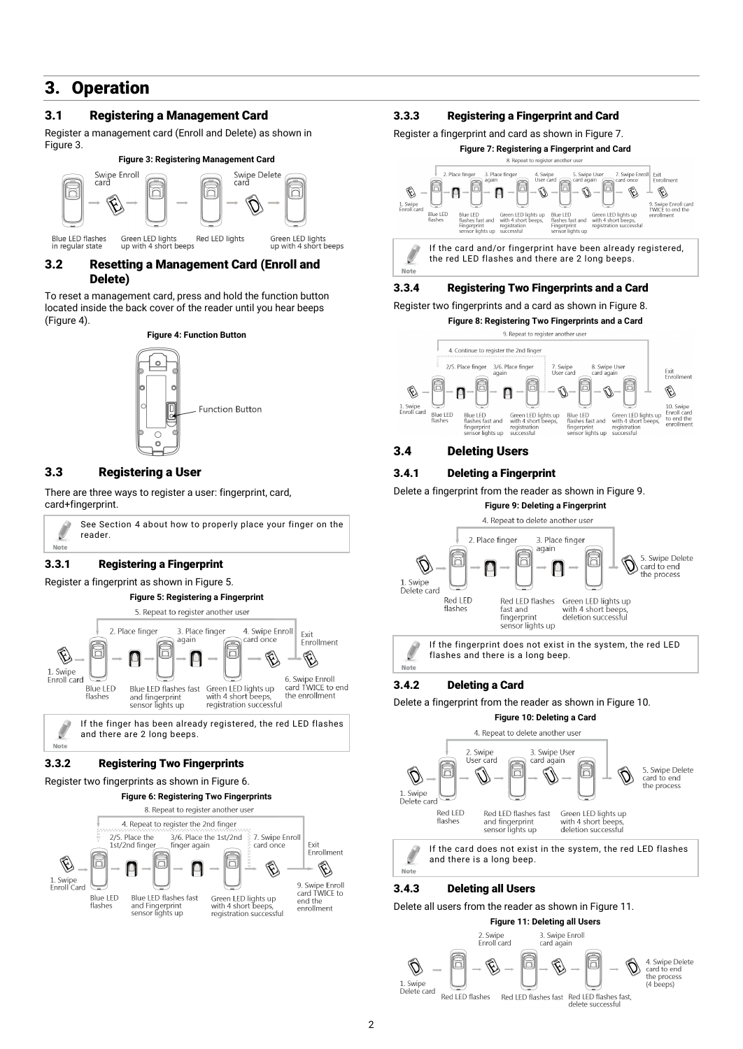# 3. Operation

## 3.1 Registering a Management Card

Register a management card (Enroll and Delete) as shown in Figure 3.

**Figure 3: Registering Management Card**

Swipe Enroll card

Swipe Delete card

Blue LED flashes in regular state

Green LED lights up with 4 short beeps

Red LED lights

Green LED lights up with 4 short beeps

## 3.2 Resetting a Management Card (Enroll and Delete)

To reset a management card, press and hold the function button located inside the back cover of the reader until you hear beeps (Figure 4).

**Figure 4: Function Button**

Function Button

## 3.3 Registering a User

There are three ways to register a user: fingerprint, card, card+fingerprint.

> Note: See Section 4 about how to properly place your finger on the reader.

### 3.3.1 Registering a Fingerprint

Register a fingerprint as shown in Figure 5.

**Figure 5: Registering a Fingerprint**

5. Repeat to register another user

1. Swipe Enroll card

2. Place finger

3. Place finger again

4. Swipe Enroll card once

Exit Enrollment

6. Swipe Enroll card TWICE to end the enrollment

Blue LED flashes

Blue LED flashes fast and fingerprint sensor lights up

Green LED lights up with 4 short beeps, registration successful

> Note: If the finger has been already registered, the red LED flashes and there are 2 long beeps.

### 3.3.2 Registering Two Fingerprints

Register two fingerprints as shown in Figure 6.

**Figure 6: Registering Two Fingerprints**

8. Repeat to register another user

4. Repeat to register the 2nd finger

1. Swipe Enroll Card

2/5. Place the 1st/2nd finger

3/6. Place the 1st/2nd finger again

7. Swipe Enroll card once

Exit Enrollment

9. Swipe Enroll card TWICE to end the enrollment

Blue LED flashes

Blue LED flashes fast and Fingerprint sensor lights up

Green LED lights up with 4 short beeps, registration successful

### 3.3.3 Registering a Fingerprint and Card

Register a fingerprint and card as shown in Figure 7.

**Figure 7: Registering a Fingerprint and Card**

8. Repeat to register another user

1. Swipe Enroll card

2. Place finger

3. Place finger again

4. Swipe User card

5. Swipe User card again

7. Swipe Enroll card once

Exit Enrollment

9. Swipe Enroll card TWICE to end the enrollment

Blue LED flashes

Blue LED flashes fast and Fingerprint sensor lights up

Green LED lights up with 4 short beeps, registration successful

Blue LED flashes fast and Fingerprint sensor lights up

Green LED lights up with 4 short beeps, registration successful

> Note: If the card and/or fingerprint have been already registered, the red LED flashes and there are 2 long beeps.

### 3.3.4 Registering Two Fingerprints and a Card

Register two fingerprints and a card as shown in Figure 8.

**Figure 8: Registering Two Fingerprints and a Card**

9. Repeat to register another user

4. Continue to register the 2nd finger

1. Swipe Enroll card

2/5. Place finger

3/6. Place finger again

7. Swipe User card

8. Swipe User card again

Exit Enrollment

10. Swipe Enroll card to end the enrollment

Blue LED flashes

Blue LED flashes fast and fingerprint sensor lights up

Green LED lights up with 4 short beeps, registration successful

Blue LED flashes fast and fingerprint sensor lights up

Green LED lights up with 4 short beeps, registration successful

## 3.4 Deleting Users

### 3.4.1 Deleting a Fingerprint

Delete a fingerprint from the reader as shown in Figure 9.

**Figure 9: Deleting a Fingerprint**

4. Repeat to delete another user

1. Swipe Delete card

2. Place finger

3. Place finger again

5. Swipe Delete card to end the process

Red LED flashes

Red LED flashes fast and fingerprint sensor lights up

Green LED lights up with 4 short beeps, deletion successful

> Note: If the fingerprint does not exist in the system, the red LED flashes and there is a long beep.

### 3.4.2 Deleting a Card

Delete a fingerprint from the reader as shown in Figure 10.

**Figure 10: Deleting a Card**

4. Repeat to delete another user

1. Swipe Delete card

2. Swipe User card

3. Swipe User card again

5. Swipe Delete card to end the process

Red LED flashes

Red LED flashes fast and fingerprint sensor lights up

Green LED lights up with 4 short beeps, deletion successful

> Note: If the card does not exist in the system, the red LED flashes and there is a long beep.

### 3.4.3 Deleting all Users

Delete all users from the reader as shown in Figure 11.

**Figure 11: Deleting all Users**

1. Swipe Delete card

2. Swipe Enroll card

3. Swipe Enroll card again

4. Swipe Delete card to end the process (4 beeps)

Red LED flashes

Red LED flashes fast

Red LED flashes fast, delete successful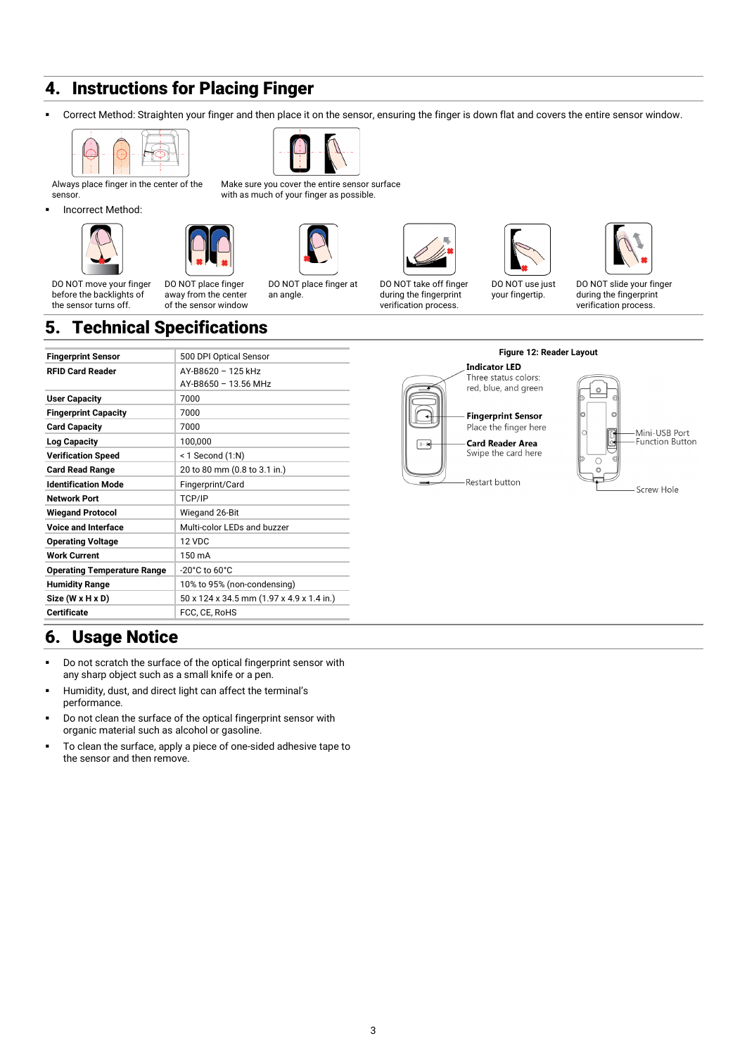## 4. Instructions for Placing Finger

- Correct Method: Straighten your finger and then place it on the sensor, ensuring the finger is down flat and covers the entire sensor window.

Always place finger in the center of the sensor.

Make sure you cover the entire sensor surface with as much of your finger as possible.

- Incorrect Method:

DO NOT move your finger before the backlights of the sensor turns off.

DO NOT place finger away from the center of the sensor window

DO NOT place finger at an angle.

DO NOT take off finger during the fingerprint verification process.

DO NOT use just your fingertip.

DO NOT slide your finger during the fingerprint verification process.

## 5. Technical Specifications

| | |
|---|---|
| **Fingerprint Sensor** | 500 DPI Optical Sensor |
| **RFID Card Reader** | AY-B8620 – 125 kHz<br>AY-B8650 – 13.56 MHz |
| **User Capacity** | 7000 |
| **Fingerprint Capacity** | 7000 |
| **Card Capacity** | 7000 |
| **Log Capacity** | 100,000 |
| **Verification Speed** | < 1 Second (1:N) |
| **Card Read Range** | 20 to 80 mm (0.8 to 3.1 in.) |
| **Identification Mode** | Fingerprint/Card |
| **Network Port** | TCP/IP |
| **Wiegand Protocol** | Wiegand 26-Bit |
| **Voice and Interface** | Multi-color LEDs and buzzer |
| **Operating Voltage** | 12 VDC |
| **Work Current** | 150 mA |
| **Operating Temperature Range** | -20°C to 60°C |
| **Humidity Range** | 10% to 95% (non-condensing) |
| **Size (W x H x D)** | 50 x 124 x 34.5 mm (1.97 x 4.9 x 1.4 in.) |
| **Certificate** | FCC, CE, RoHS |

**Figure 12: Reader Layout**

**Indicator LED**
Three status colors: red, blue, and green

**Fingerprint Sensor**
Place the finger here

**Card Reader Area**
Swipe the card here

Restart button

Mini-USB Port
Function Button

Screw Hole

## 6. Usage Notice

- Do not scratch the surface of the optical fingerprint sensor with any sharp object such as a small knife or a pen.
- Humidity, dust, and direct light can affect the terminal's performance.
- Do not clean the surface of the optical fingerprint sensor with organic material such as alcohol or gasoline.
- To clean the surface, apply a piece of one-sided adhesive tape to the sensor and then remove.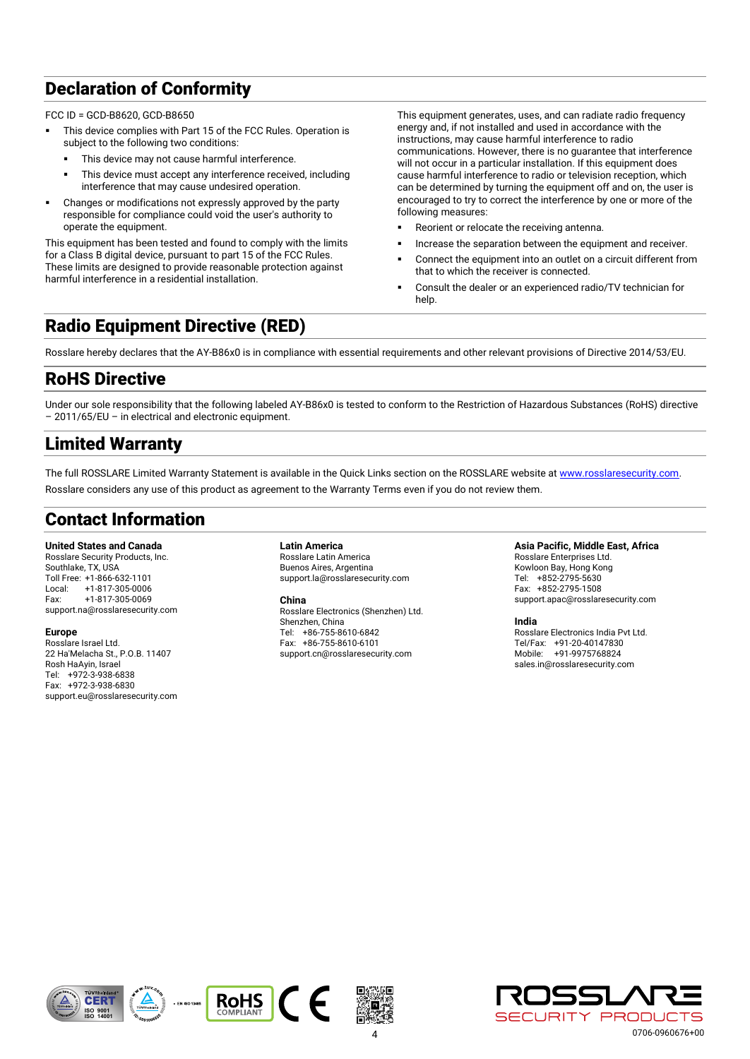## Declaration of Conformity

FCC ID = GCD-B8620, GCD-B8650

- This device complies with Part 15 of the FCC Rules. Operation is subject to the following two conditions:
  - This device may not cause harmful interference.
  - This device must accept any interference received, including interference that may cause undesired operation.
- Changes or modifications not expressly approved by the party responsible for compliance could void the user's authority to operate the equipment.

This equipment has been tested and found to comply with the limits for a Class B digital device, pursuant to part 15 of the FCC Rules. These limits are designed to provide reasonable protection against harmful interference in a residential installation.

This equipment generates, uses, and can radiate radio frequency energy and, if not installed and used in accordance with the instructions, may cause harmful interference to radio communications. However, there is no guarantee that interference will not occur in a particular installation. If this equipment does cause harmful interference to radio or television reception, which can be determined by turning the equipment off and on, the user is encouraged to try to correct the interference by one or more of the following measures:

- Reorient or relocate the receiving antenna.
- Increase the separation between the equipment and receiver.
- Connect the equipment into an outlet on a circuit different from that to which the receiver is connected.
- Consult the dealer or an experienced radio/TV technician for help.

## Radio Equipment Directive (RED)

Rosslare hereby declares that the AY-B86x0 is in compliance with essential requirements and other relevant provisions of Directive 2014/53/EU.

## RoHS Directive

Under our sole responsibility that the following labeled AY-B86x0 is tested to conform to the Restriction of Hazardous Substances (RoHS) directive – 2011/65/EU – in electrical and electronic equipment.

## Limited Warranty

The full ROSSLARE Limited Warranty Statement is available in the Quick Links section on the ROSSLARE website at www.rosslaresecurity.com. Rosslare considers any use of this product as agreement to the Warranty Terms even if you do not review them.

## Contact Information

**United States and Canada**
Rosslare Security Products, Inc.
Southlake, TX, USA
Toll Free: +1-866-632-1101
Local: +1-817-305-0006
Fax: +1-817-305-0069
support.na@rosslaresecurity.com

**Europe**
Rosslare Israel Ltd.
22 Ha'Melacha St., P.O.B. 11407
Rosh HaAyin, Israel
Tel: +972-3-938-6838
Fax: +972-3-938-6830
support.eu@rosslaresecurity.com

**Latin America**
Rosslare Latin America
Buenos Aires, Argentina
support.la@rosslaresecurity.com

**China**
Rosslare Electronics (Shenzhen) Ltd.
Shenzhen, China
Tel: +86-755-8610-6842
Fax: +86-755-8610-6101
support.cn@rosslaresecurity.com

**Asia Pacific, Middle East, Africa**
Rosslare Enterprises Ltd.
Kowloon Bay, Hong Kong
Tel: +852-2795-5630
Fax: +852-2795-1508
support.apac@rosslaresecurity.com

**India**
Rosslare Electronics India Pvt Ltd.
Tel/Fax: +91-20-40147830
Mobile: +91-9975768824
sales.in@rosslaresecurity.com

0706-0960676+00